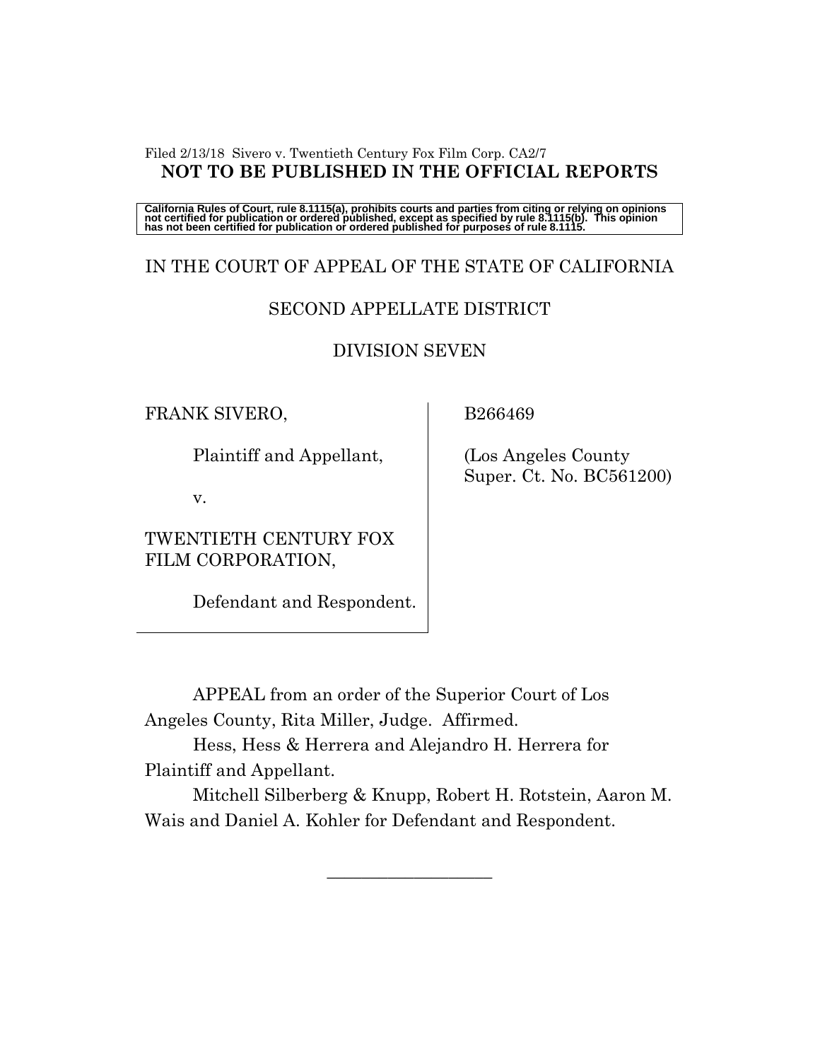Filed 2/13/18 Sivero v. Twentieth Century Fox Film Corp. CA2/7

**NOT TO BE PUBLISHED IN THE OFFICIAL REPORTS**

**California Rules of Court, rule 8.1115(a), prohibits courts and parties from citing or relying on opinions not certified for publication or ordered published, except as specified by rule 8.1115(b). This opinion has not been certified for publication or ordered published for purposes of rule 8.1115.**

IN THE COURT OF APPEAL OF THE STATE OF CALIFORNIA

SECOND APPELLATE DISTRICT

DIVISION SEVEN

FRANK SIVERO,

Plaintiff and Appellant,

v.

TWENTIETH CENTURY FOX FILM CORPORATION,

Defendant and Respondent.

B266469

(Los Angeles County Super. Ct. No. BC561200)

APPEAL from an order of the Superior Court of Los Angeles County, Rita Miller, Judge. Affirmed.

Hess, Hess & Herrera and Alejandro H. Herrera for Plaintiff and Appellant.

Mitchell Silberberg & Knupp, Robert H. Rotstein, Aaron M. Wais and Daniel A. Kohler for Defendant and Respondent.

\_\_\_\_\_\_\_\_\_\_\_\_\_\_\_\_\_\_\_\_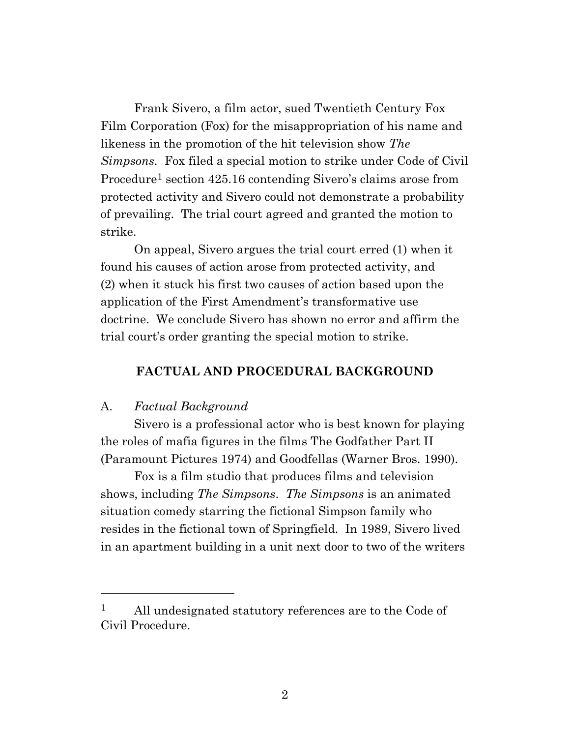Frank Sivero, a film actor, sued Twentieth Century Fox Film Corporation (Fox) for the misappropriation of his name and likeness in the promotion of the hit television show *The Simpsons*. Fox filed a special motion to strike under Code of Civil Procedure[1] section 425.16 contending Sivero's claims arose from protected activity and Sivero could not demonstrate a probability of prevailing. The trial court agreed and granted the motion to strike.

On appeal, Sivero argues the trial court erred (1) when it found his causes of action arose from protected activity, and (2) when it stuck his first two causes of action based upon the application of the First Amendment's transformative use doctrine. We conclude Sivero has shown no error and affirm the trial court's order granting the special motion to strike.

## FACTUAL AND PROCEDURAL BACKGROUND

### A. *Factual Background*

Sivero is a professional actor who is best known for playing the roles of mafia figures in the films The Godfather Part II (Paramount Pictures 1974) and Goodfellas (Warner Bros. 1990).

Fox is a film studio that produces films and television shows, including *The Simpsons*. *The Simpsons* is an animated situation comedy starring the fictional Simpson family who resides in the fictional town of Springfield. In 1989, Sivero lived in an apartment building in a unit next door to two of the writers

---

[1] All undesignated statutory references are to the Code of Civil Procedure.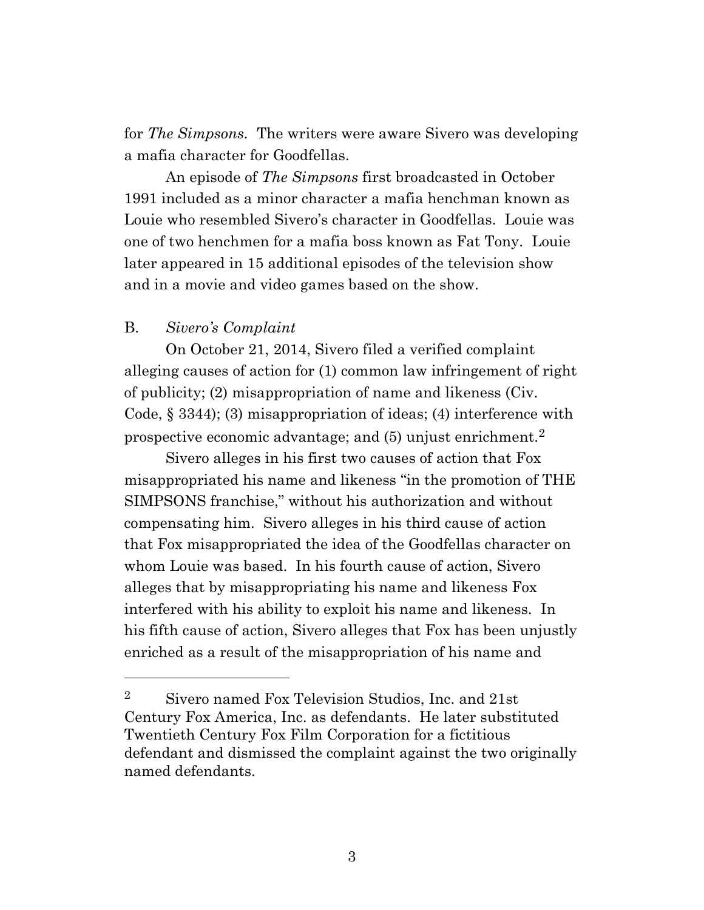for *The Simpsons*. The writers were aware Sivero was developing a mafia character for Goodfellas.

An episode of *The Simpsons* first broadcasted in October 1991 included as a minor character a mafia henchman known as Louie who resembled Sivero's character in Goodfellas. Louie was one of two henchmen for a mafia boss known as Fat Tony. Louie later appeared in 15 additional episodes of the television show and in a movie and video games based on the show.

B. *Sivero's Complaint*

On October 21, 2014, Sivero filed a verified complaint alleging causes of action for (1) common law infringement of right of publicity; (2) misappropriation of name and likeness (Civ. Code, § 3344); (3) misappropriation of ideas; (4) interference with prospective economic advantage; and (5) unjust enrichment.[2]

Sivero alleges in his first two causes of action that Fox misappropriated his name and likeness "in the promotion of THE SIMPSONS franchise," without his authorization and without compensating him. Sivero alleges in his third cause of action that Fox misappropriated the idea of the Goodfellas character on whom Louie was based. In his fourth cause of action, Sivero alleges that by misappropriating his name and likeness Fox interfered with his ability to exploit his name and likeness. In his fifth cause of action, Sivero alleges that Fox has been unjustly enriched as a result of the misappropriation of his name and

---

[2] Sivero named Fox Television Studios, Inc. and 21st Century Fox America, Inc. as defendants. He later substituted Twentieth Century Fox Film Corporation for a fictitious defendant and dismissed the complaint against the two originally named defendants.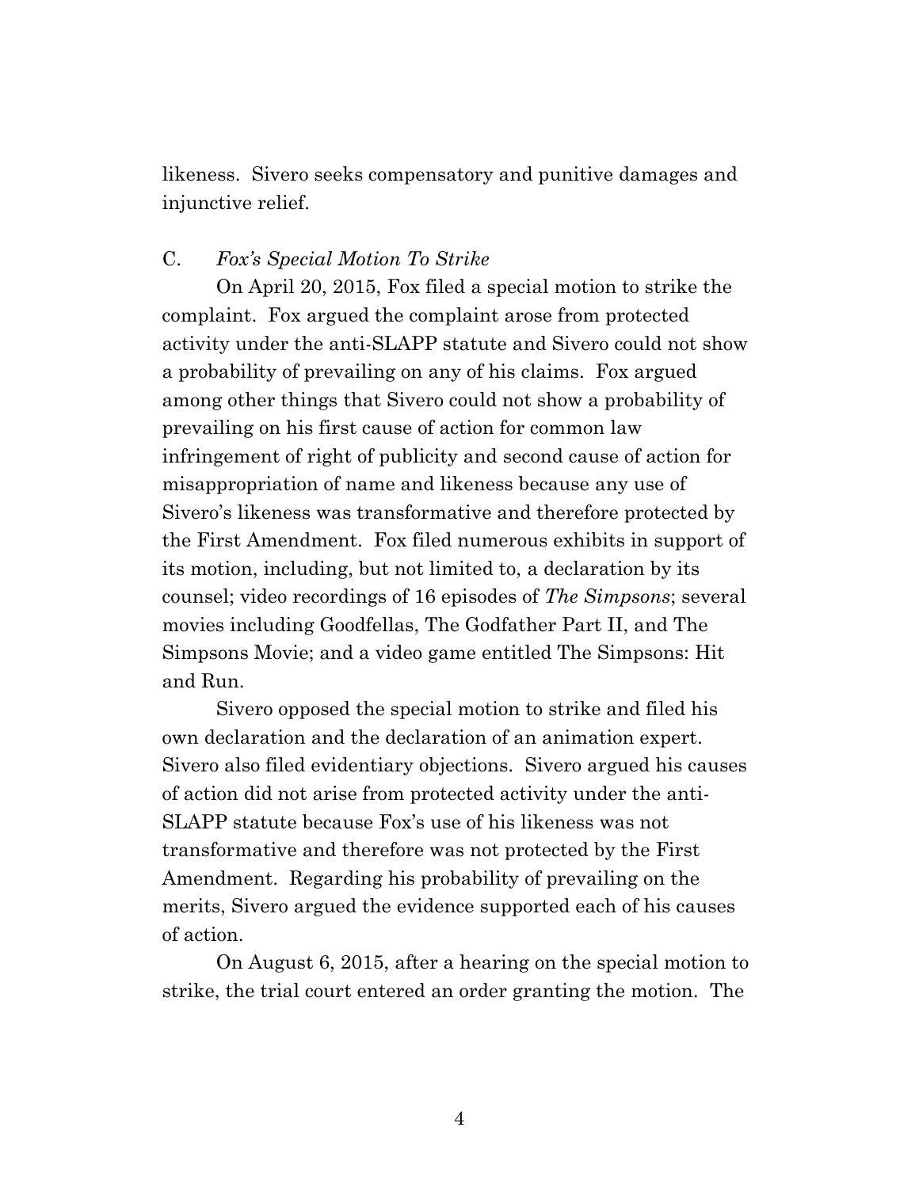likeness. Sivero seeks compensatory and punitive damages and injunctive relief.

### C. *Fox's Special Motion To Strike*

On April 20, 2015, Fox filed a special motion to strike the complaint. Fox argued the complaint arose from protected activity under the anti-SLAPP statute and Sivero could not show a probability of prevailing on any of his claims. Fox argued among other things that Sivero could not show a probability of prevailing on his first cause of action for common law infringement of right of publicity and second cause of action for misappropriation of name and likeness because any use of Sivero's likeness was transformative and therefore protected by the First Amendment. Fox filed numerous exhibits in support of its motion, including, but not limited to, a declaration by its counsel; video recordings of 16 episodes of *The Simpsons*; several movies including Goodfellas, The Godfather Part II, and The Simpsons Movie; and a video game entitled The Simpsons: Hit and Run.

Sivero opposed the special motion to strike and filed his own declaration and the declaration of an animation expert. Sivero also filed evidentiary objections. Sivero argued his causes of action did not arise from protected activity under the anti-SLAPP statute because Fox's use of his likeness was not transformative and therefore was not protected by the First Amendment. Regarding his probability of prevailing on the merits, Sivero argued the evidence supported each of his causes of action.

On August 6, 2015, after a hearing on the special motion to strike, the trial court entered an order granting the motion. The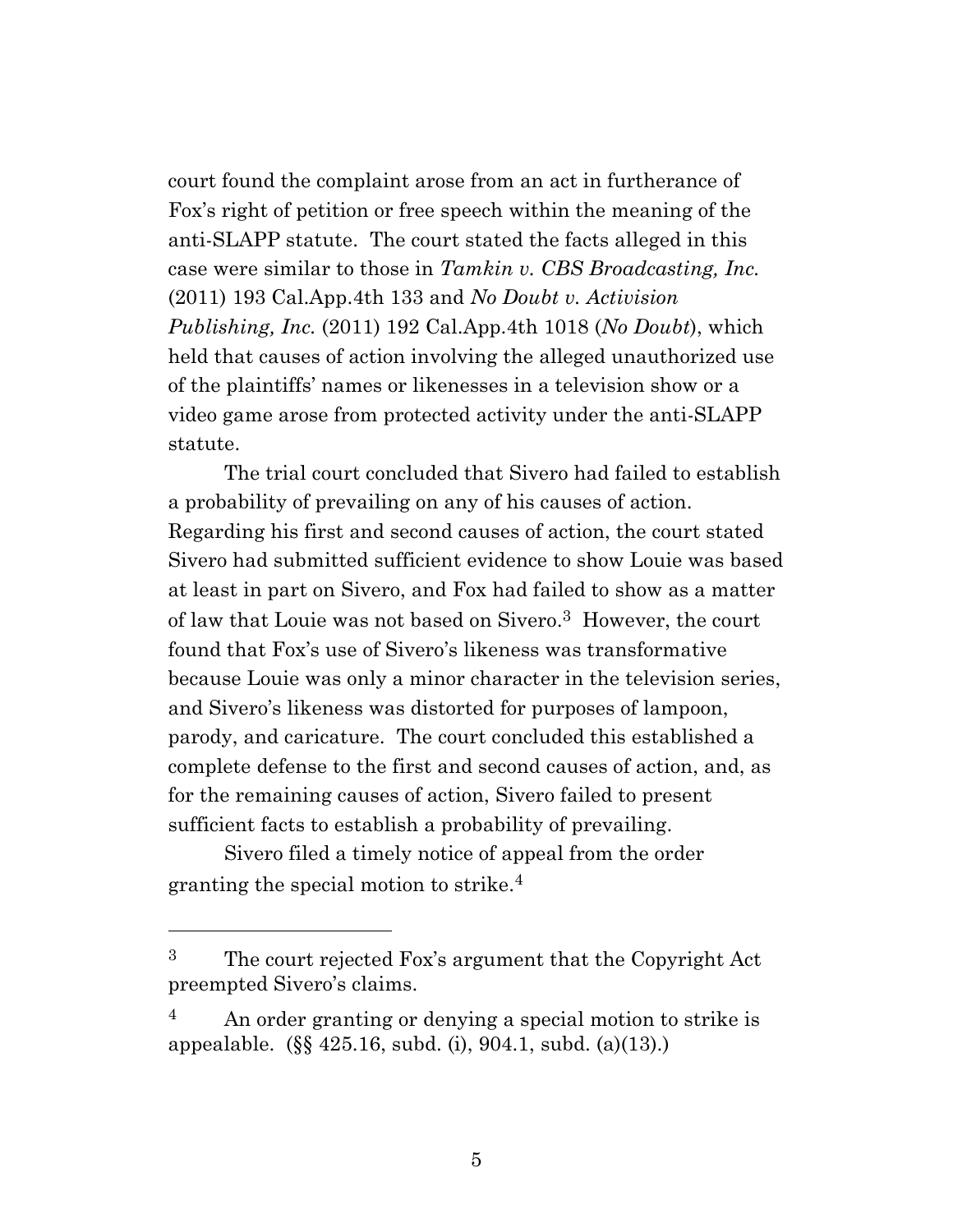court found the complaint arose from an act in furtherance of Fox's right of petition or free speech within the meaning of the anti-SLAPP statute. The court stated the facts alleged in this case were similar to those in *Tamkin v. CBS Broadcasting, Inc.* (2011) 193 Cal.App.4th 133 and *No Doubt v. Activision Publishing, Inc.* (2011) 192 Cal.App.4th 1018 (*No Doubt*), which held that causes of action involving the alleged unauthorized use of the plaintiffs' names or likenesses in a television show or a video game arose from protected activity under the anti-SLAPP statute.

The trial court concluded that Sivero had failed to establish a probability of prevailing on any of his causes of action. Regarding his first and second causes of action, the court stated Sivero had submitted sufficient evidence to show Louie was based at least in part on Sivero, and Fox had failed to show as a matter of law that Louie was not based on Sivero.[3] However, the court found that Fox's use of Sivero's likeness was transformative because Louie was only a minor character in the television series, and Sivero's likeness was distorted for purposes of lampoon, parody, and caricature. The court concluded this established a complete defense to the first and second causes of action, and, as for the remaining causes of action, Sivero failed to present sufficient facts to establish a probability of prevailing.

Sivero filed a timely notice of appeal from the order granting the special motion to strike.[4]

---

[3] The court rejected Fox's argument that the Copyright Act preempted Sivero's claims.

[4] An order granting or denying a special motion to strike is appealable. (§§ 425.16, subd. (i), 904.1, subd. (a)(13).)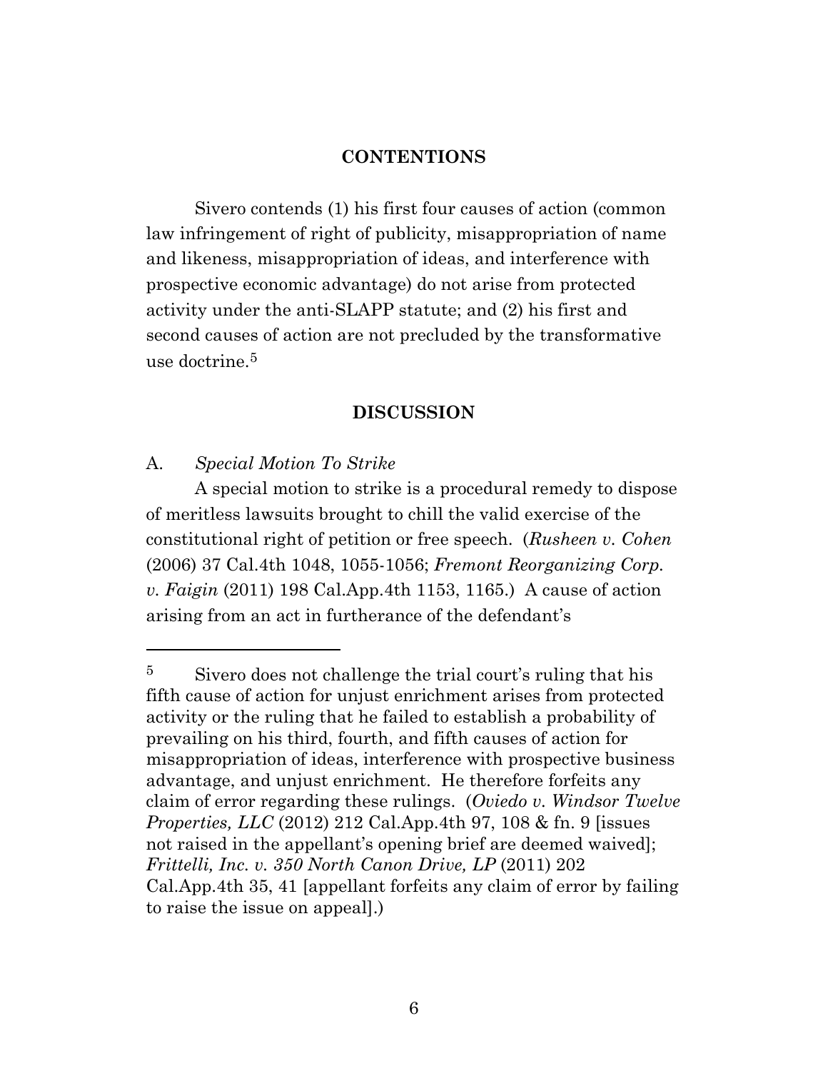## CONTENTIONS

Sivero contends (1) his first four causes of action (common law infringement of right of publicity, misappropriation of name and likeness, misappropriation of ideas, and interference with prospective economic advantage) do not arise from protected activity under the anti-SLAPP statute; and (2) his first and second causes of action are not precluded by the transformative use doctrine.[5]

## DISCUSSION

A. *Special Motion To Strike*

A special motion to strike is a procedural remedy to dispose of meritless lawsuits brought to chill the valid exercise of the constitutional right of petition or free speech. (*Rusheen v. Cohen* (2006) 37 Cal.4th 1048, 1055-1056; *Fremont Reorganizing Corp. v. Faigin* (2011) 198 Cal.App.4th 1153, 1165.) A cause of action arising from an act in furtherance of the defendant's

---

[5] Sivero does not challenge the trial court's ruling that his fifth cause of action for unjust enrichment arises from protected activity or the ruling that he failed to establish a probability of prevailing on his third, fourth, and fifth causes of action for misappropriation of ideas, interference with prospective business advantage, and unjust enrichment. He therefore forfeits any claim of error regarding these rulings. (*Oviedo v. Windsor Twelve Properties, LLC* (2012) 212 Cal.App.4th 97, 108 & fn. 9 [issues not raised in the appellant's opening brief are deemed waived]; *Frittelli, Inc. v. 350 North Canon Drive, LP* (2011) 202 Cal.App.4th 35, 41 [appellant forfeits any claim of error by failing to raise the issue on appeal].)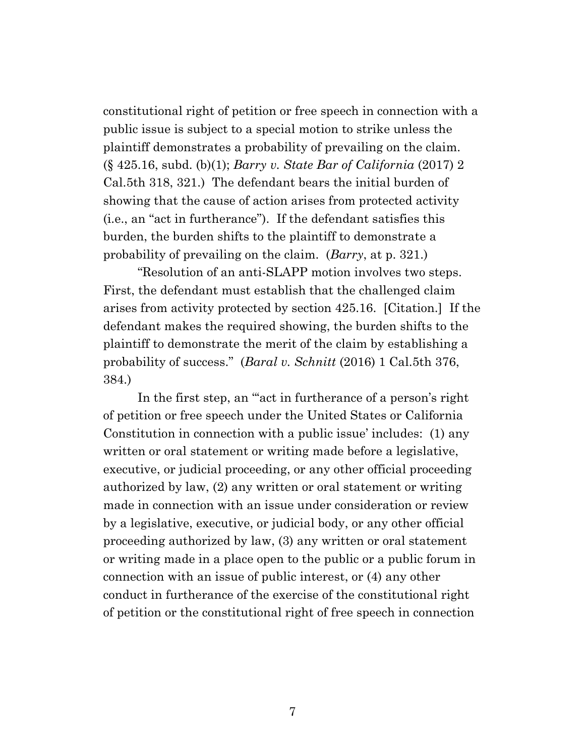constitutional right of petition or free speech in connection with a public issue is subject to a special motion to strike unless the plaintiff demonstrates a probability of prevailing on the claim. (§ 425.16, subd. (b)(1); *Barry v. State Bar of California* (2017) 2 Cal.5th 318, 321.) The defendant bears the initial burden of showing that the cause of action arises from protected activity (i.e., an "act in furtherance"). If the defendant satisfies this burden, the burden shifts to the plaintiff to demonstrate a probability of prevailing on the claim. (*Barry*, at p. 321.)

"Resolution of an anti-SLAPP motion involves two steps. First, the defendant must establish that the challenged claim arises from activity protected by section 425.16. [Citation.] If the defendant makes the required showing, the burden shifts to the plaintiff to demonstrate the merit of the claim by establishing a probability of success." (*Baral v. Schnitt* (2016) 1 Cal.5th 376, 384.)

In the first step, an "'act in furtherance of a person's right of petition or free speech under the United States or California Constitution in connection with a public issue' includes: (1) any written or oral statement or writing made before a legislative, executive, or judicial proceeding, or any other official proceeding authorized by law, (2) any written or oral statement or writing made in connection with an issue under consideration or review by a legislative, executive, or judicial body, or any other official proceeding authorized by law, (3) any written or oral statement or writing made in a place open to the public or a public forum in connection with an issue of public interest, or (4) any other conduct in furtherance of the exercise of the constitutional right of petition or the constitutional right of free speech in connection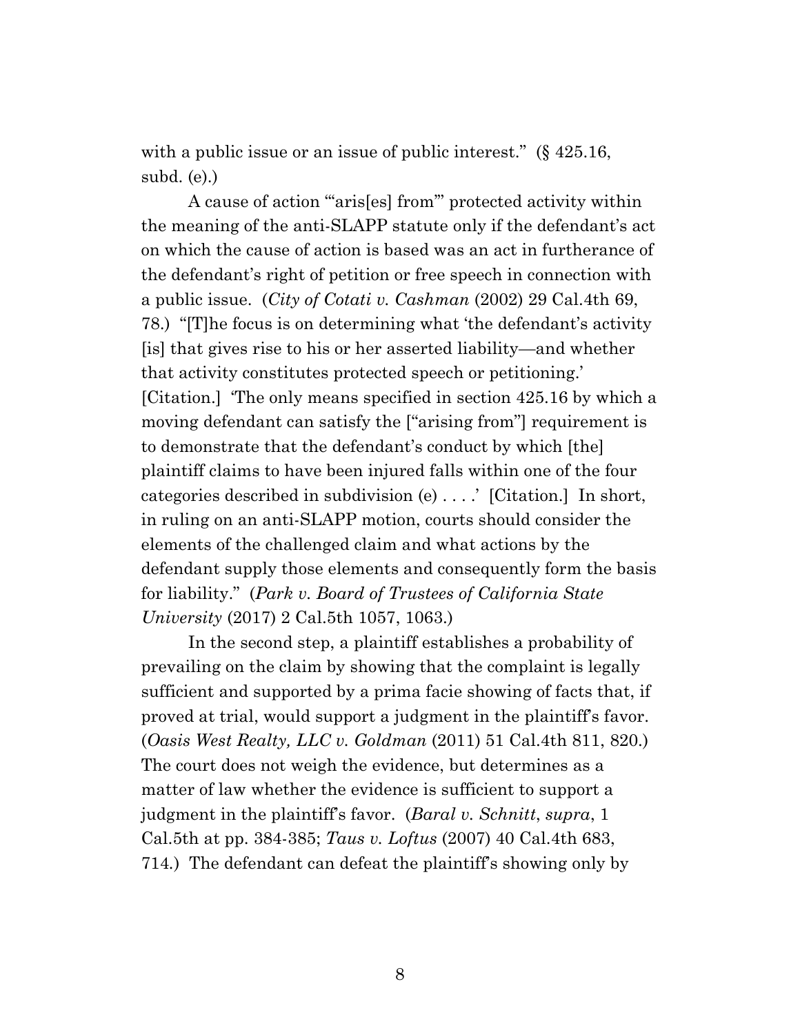with a public issue or an issue of public interest." (§ 425.16, subd. (e).)

A cause of action "'aris[es] from'" protected activity within the meaning of the anti-SLAPP statute only if the defendant's act on which the cause of action is based was an act in furtherance of the defendant's right of petition or free speech in connection with a public issue. (*City of Cotati v. Cashman* (2002) 29 Cal.4th 69, 78.) "[T]he focus is on determining what 'the defendant's activity [is] that gives rise to his or her asserted liability—and whether that activity constitutes protected speech or petitioning.' [Citation.] 'The only means specified in section 425.16 by which a moving defendant can satisfy the ["arising from"] requirement is to demonstrate that the defendant's conduct by which [the] plaintiff claims to have been injured falls within one of the four categories described in subdivision (e) . . . .' [Citation.] In short, in ruling on an anti-SLAPP motion, courts should consider the elements of the challenged claim and what actions by the defendant supply those elements and consequently form the basis for liability." (*Park v. Board of Trustees of California State University* (2017) 2 Cal.5th 1057, 1063.)

In the second step, a plaintiff establishes a probability of prevailing on the claim by showing that the complaint is legally sufficient and supported by a prima facie showing of facts that, if proved at trial, would support a judgment in the plaintiff's favor. (*Oasis West Realty, LLC v. Goldman* (2011) 51 Cal.4th 811, 820.) The court does not weigh the evidence, but determines as a matter of law whether the evidence is sufficient to support a judgment in the plaintiff's favor. (*Baral v. Schnitt*, *supra*, 1 Cal.5th at pp. 384-385; *Taus v. Loftus* (2007) 40 Cal.4th 683, 714.) The defendant can defeat the plaintiff's showing only by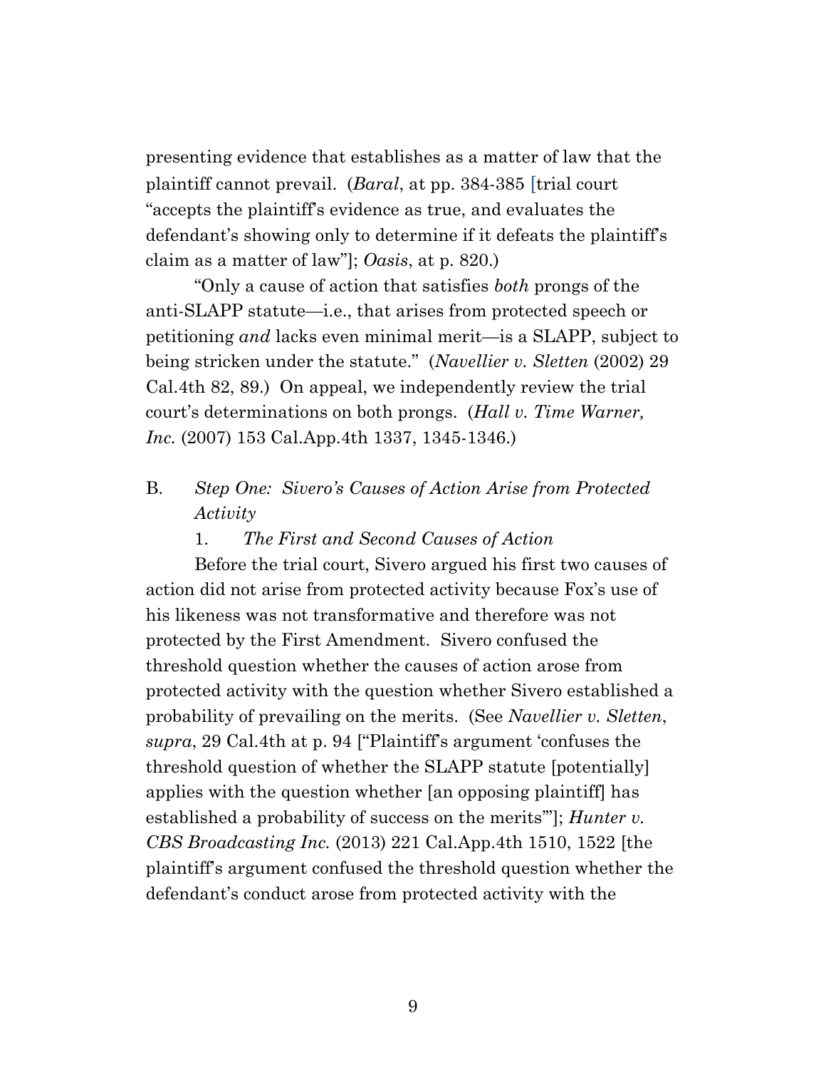presenting evidence that establishes as a matter of law that the plaintiff cannot prevail. (*Baral*, at pp. 384-385 [trial court "accepts the plaintiff's evidence as true, and evaluates the defendant's showing only to determine if it defeats the plaintiff's claim as a matter of law"]; *Oasis*, at p. 820.)

"Only a cause of action that satisfies *both* prongs of the anti-SLAPP statute—i.e., that arises from protected speech or petitioning *and* lacks even minimal merit—is a SLAPP, subject to being stricken under the statute." (*Navellier v. Sletten* (2002) 29 Cal.4th 82, 89.) On appeal, we independently review the trial court's determinations on both prongs. (*Hall v. Time Warner, Inc.* (2007) 153 Cal.App.4th 1337, 1345-1346.)

## B. *Step One: Sivero's Causes of Action Arise from Protected Activity*

### 1. *The First and Second Causes of Action*

Before the trial court, Sivero argued his first two causes of action did not arise from protected activity because Fox's use of his likeness was not transformative and therefore was not protected by the First Amendment. Sivero confused the threshold question whether the causes of action arose from protected activity with the question whether Sivero established a probability of prevailing on the merits. (See *Navellier v. Sletten*, *supra*, 29 Cal.4th at p. 94 ["Plaintiff's argument 'confuses the threshold question of whether the SLAPP statute [potentially] applies with the question whether [an opposing plaintiff] has established a probability of success on the merits'"]; *Hunter v. CBS Broadcasting Inc.* (2013) 221 Cal.App.4th 1510, 1522 [the plaintiff's argument confused the threshold question whether the defendant's conduct arose from protected activity with the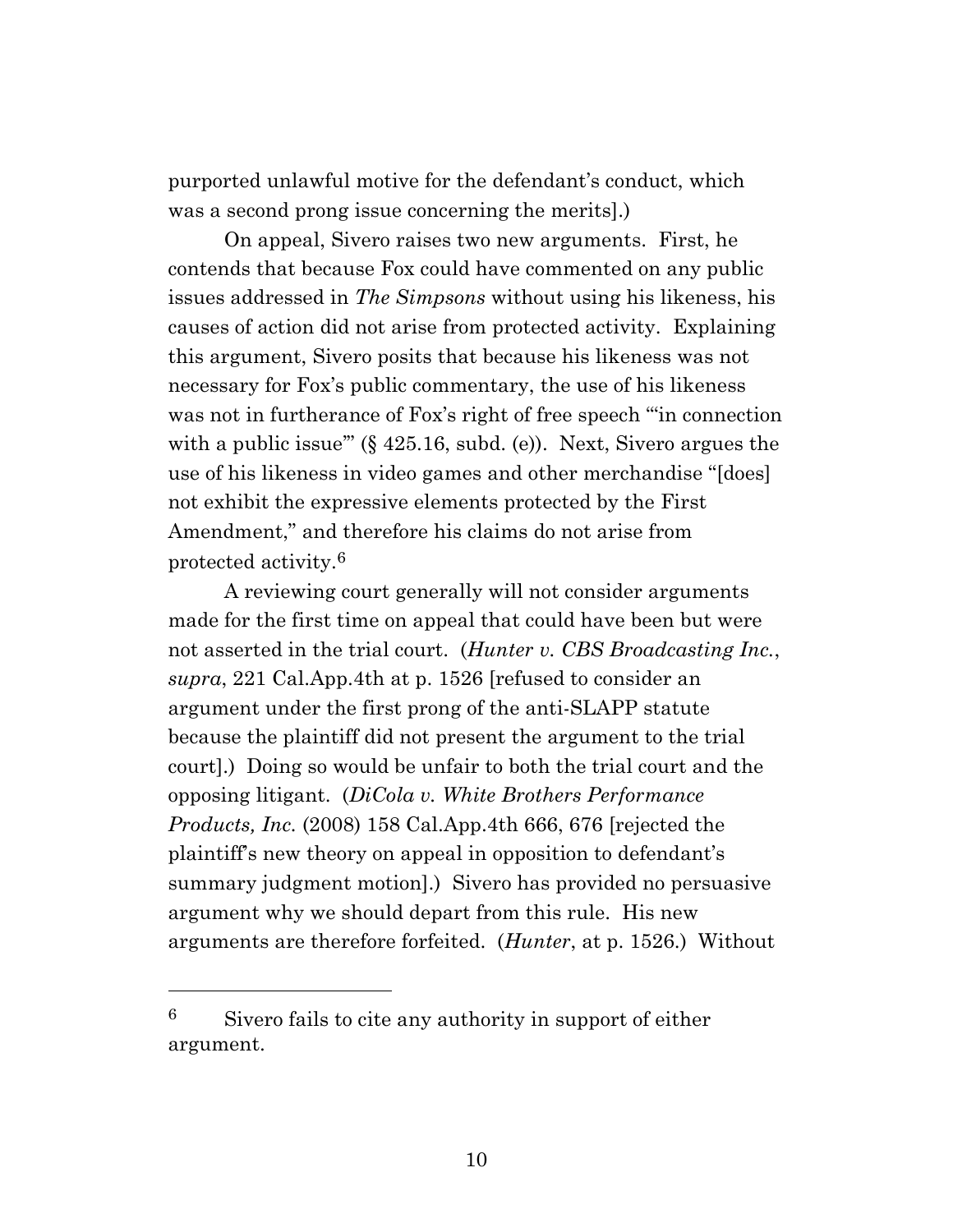purported unlawful motive for the defendant's conduct, which was a second prong issue concerning the merits].)

On appeal, Sivero raises two new arguments. First, he contends that because Fox could have commented on any public issues addressed in *The Simpsons* without using his likeness, his causes of action did not arise from protected activity. Explaining this argument, Sivero posits that because his likeness was not necessary for Fox's public commentary, the use of his likeness was not in furtherance of Fox's right of free speech "'in connection with a public issue'" (§ 425.16, subd. (e)). Next, Sivero argues the use of his likeness in video games and other merchandise "[does] not exhibit the expressive elements protected by the First Amendment," and therefore his claims do not arise from protected activity.[6]

A reviewing court generally will not consider arguments made for the first time on appeal that could have been but were not asserted in the trial court. (*Hunter v. CBS Broadcasting Inc.*, *supra*, 221 Cal.App.4th at p. 1526 [refused to consider an argument under the first prong of the anti-SLAPP statute because the plaintiff did not present the argument to the trial court].) Doing so would be unfair to both the trial court and the opposing litigant. (*DiCola v. White Brothers Performance Products, Inc.* (2008) 158 Cal.App.4th 666, 676 [rejected the plaintiff's new theory on appeal in opposition to defendant's summary judgment motion].) Sivero has provided no persuasive argument why we should depart from this rule. His new arguments are therefore forfeited. (*Hunter*, at p. 1526.) Without

---

[6] Sivero fails to cite any authority in support of either argument.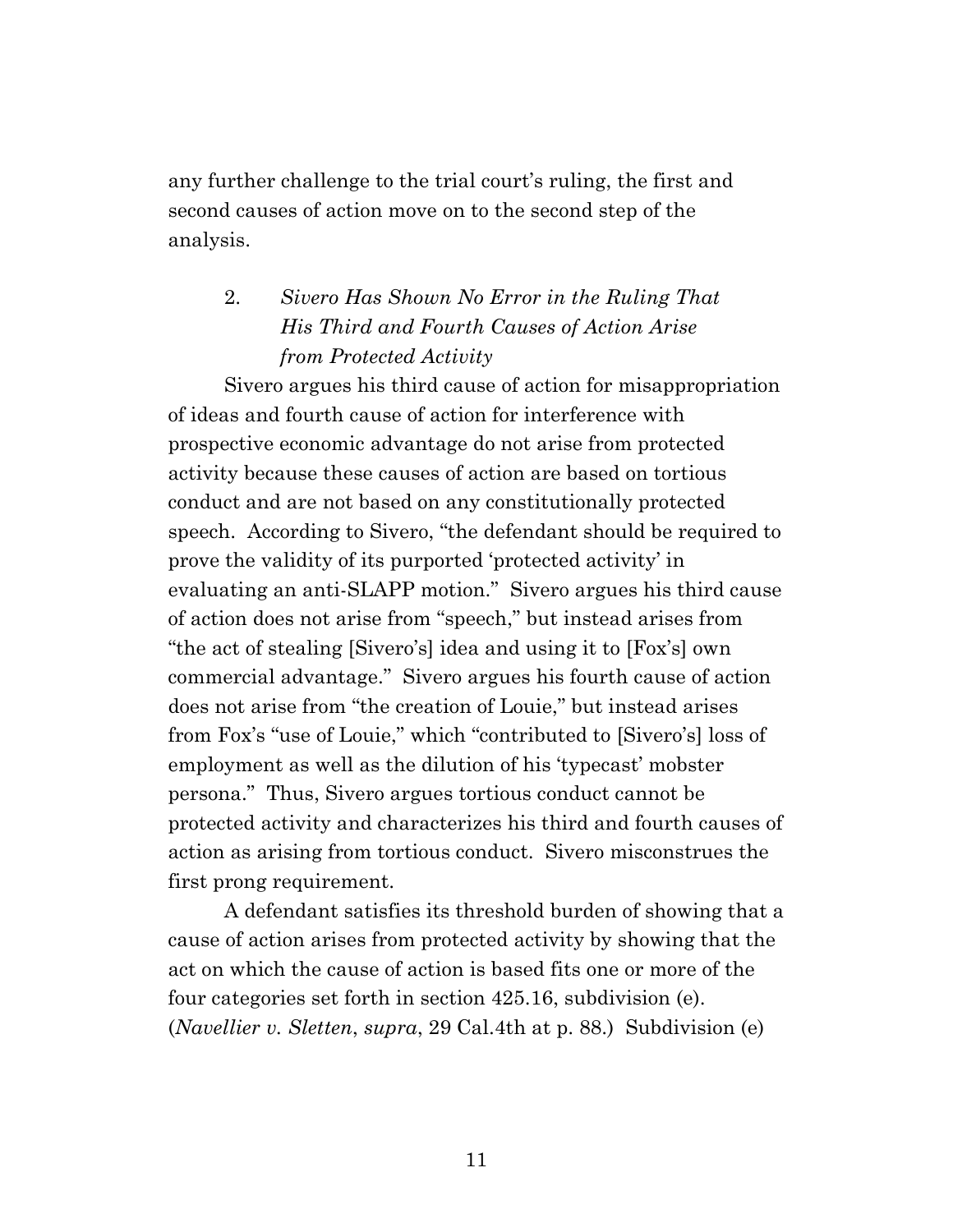any further challenge to the trial court's ruling, the first and second causes of action move on to the second step of the analysis.

### 2. *Sivero Has Shown No Error in the Ruling That His Third and Fourth Causes of Action Arise from Protected Activity*

Sivero argues his third cause of action for misappropriation of ideas and fourth cause of action for interference with prospective economic advantage do not arise from protected activity because these causes of action are based on tortious conduct and are not based on any constitutionally protected speech. According to Sivero, "the defendant should be required to prove the validity of its purported 'protected activity' in evaluating an anti-SLAPP motion." Sivero argues his third cause of action does not arise from "speech," but instead arises from "the act of stealing [Sivero's] idea and using it to [Fox's] own commercial advantage." Sivero argues his fourth cause of action does not arise from "the creation of Louie," but instead arises from Fox's "use of Louie," which "contributed to [Sivero's] loss of employment as well as the dilution of his 'typecast' mobster persona." Thus, Sivero argues tortious conduct cannot be protected activity and characterizes his third and fourth causes of action as arising from tortious conduct. Sivero misconstrues the first prong requirement.

A defendant satisfies its threshold burden of showing that a cause of action arises from protected activity by showing that the act on which the cause of action is based fits one or more of the four categories set forth in section 425.16, subdivision (e). (*Navellier v. Sletten*, *supra*, 29 Cal.4th at p. 88.) Subdivision (e)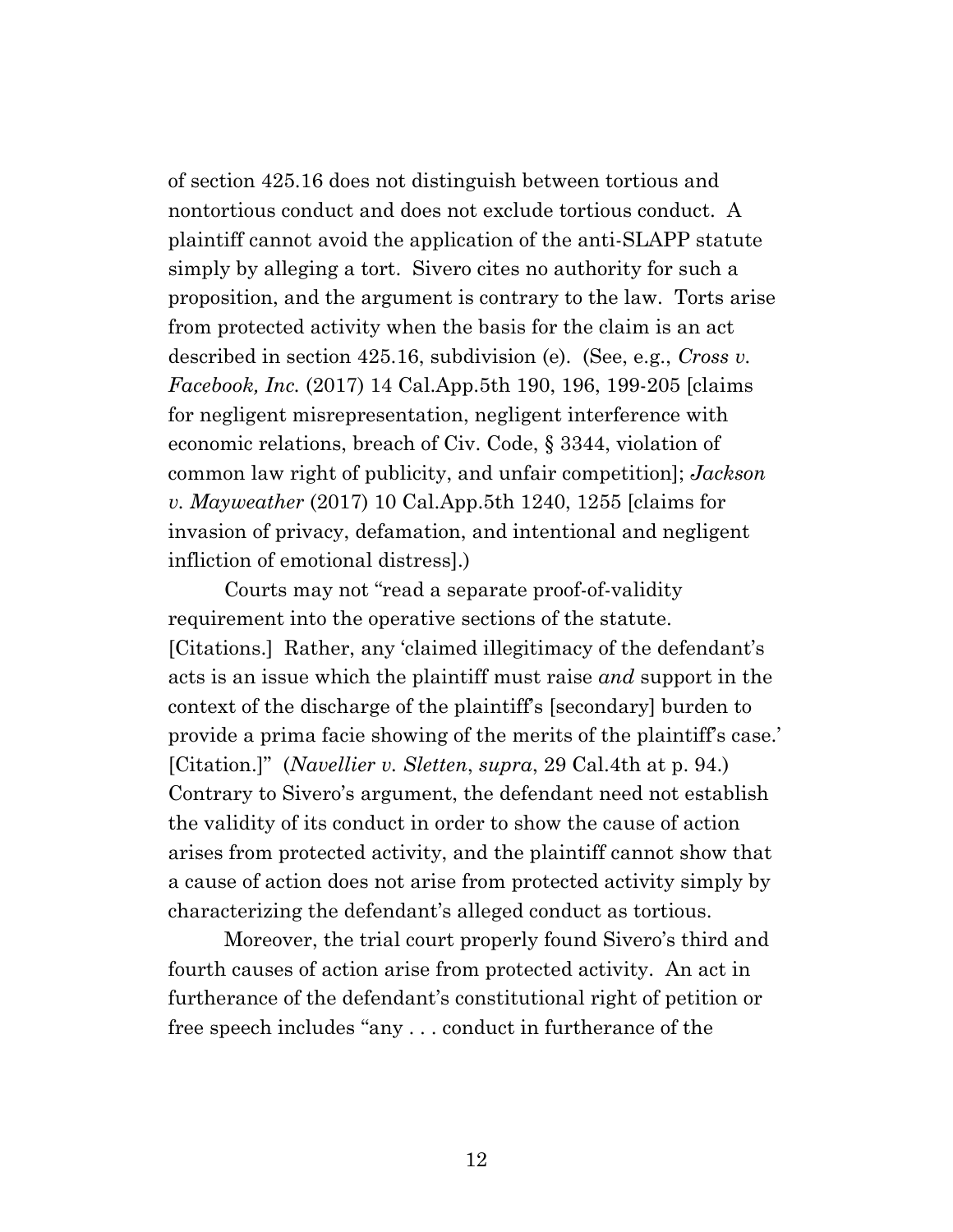of section 425.16 does not distinguish between tortious and nontortious conduct and does not exclude tortious conduct. A plaintiff cannot avoid the application of the anti-SLAPP statute simply by alleging a tort. Sivero cites no authority for such a proposition, and the argument is contrary to the law. Torts arise from protected activity when the basis for the claim is an act described in section 425.16, subdivision (e). (See, e.g., *Cross v. Facebook, Inc.* (2017) 14 Cal.App.5th 190, 196, 199-205 [claims for negligent misrepresentation, negligent interference with economic relations, breach of Civ. Code, § 3344, violation of common law right of publicity, and unfair competition]; *Jackson v. Mayweather* (2017) 10 Cal.App.5th 1240, 1255 [claims for invasion of privacy, defamation, and intentional and negligent infliction of emotional distress].)

Courts may not "read a separate proof-of-validity requirement into the operative sections of the statute. [Citations.] Rather, any 'claimed illegitimacy of the defendant's acts is an issue which the plaintiff must raise *and* support in the context of the discharge of the plaintiff's [secondary] burden to provide a prima facie showing of the merits of the plaintiff's case.' [Citation.]" (*Navellier v. Sletten*, *supra*, 29 Cal.4th at p. 94.) Contrary to Sivero's argument, the defendant need not establish the validity of its conduct in order to show the cause of action arises from protected activity, and the plaintiff cannot show that a cause of action does not arise from protected activity simply by characterizing the defendant's alleged conduct as tortious.

Moreover, the trial court properly found Sivero's third and fourth causes of action arise from protected activity. An act in furtherance of the defendant's constitutional right of petition or free speech includes "any . . . conduct in furtherance of the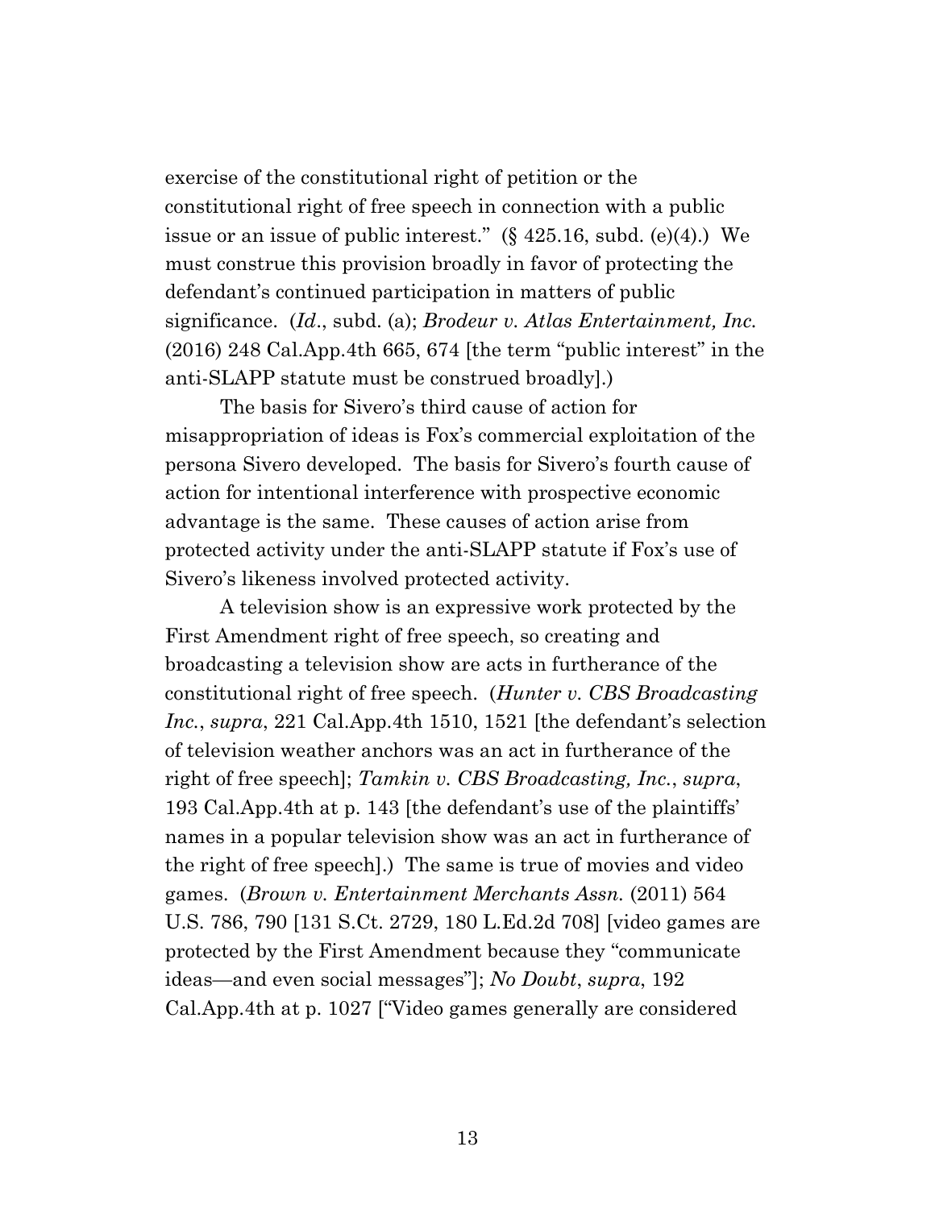exercise of the constitutional right of petition or the constitutional right of free speech in connection with a public issue or an issue of public interest." (§ 425.16, subd. (e)(4).) We must construe this provision broadly in favor of protecting the defendant's continued participation in matters of public significance. (*Id*., subd. (a); *Brodeur v. Atlas Entertainment, Inc.* (2016) 248 Cal.App.4th 665, 674 [the term "public interest" in the anti-SLAPP statute must be construed broadly].)

The basis for Sivero's third cause of action for misappropriation of ideas is Fox's commercial exploitation of the persona Sivero developed. The basis for Sivero's fourth cause of action for intentional interference with prospective economic advantage is the same. These causes of action arise from protected activity under the anti-SLAPP statute if Fox's use of Sivero's likeness involved protected activity.

A television show is an expressive work protected by the First Amendment right of free speech, so creating and broadcasting a television show are acts in furtherance of the constitutional right of free speech. (*Hunter v. CBS Broadcasting Inc.*, *supra*, 221 Cal.App.4th 1510, 1521 [the defendant's selection of television weather anchors was an act in furtherance of the right of free speech]; *Tamkin v. CBS Broadcasting, Inc.*, *supra*, 193 Cal.App.4th at p. 143 [the defendant's use of the plaintiffs' names in a popular television show was an act in furtherance of the right of free speech].) The same is true of movies and video games. (*Brown v. Entertainment Merchants Assn.* (2011) 564 U.S. 786, 790 [131 S.Ct. 2729, 180 L.Ed.2d 708] [video games are protected by the First Amendment because they "communicate ideas—and even social messages"]; *No Doubt*, *supra*, 192 Cal.App.4th at p. 1027 ["Video games generally are considered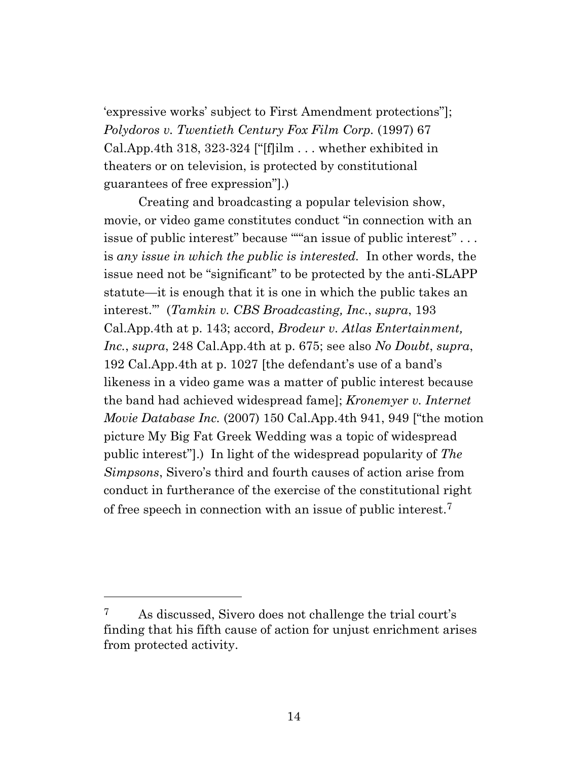'expressive works' subject to First Amendment protections"]; *Polydoros v. Twentieth Century Fox Film Corp.* (1997) 67 Cal.App.4th 318, 323-324 ["[f]ilm . . . whether exhibited in theaters or on television, is protected by constitutional guarantees of free expression"].)

Creating and broadcasting a popular television show, movie, or video game constitutes conduct "in connection with an issue of public interest" because ""'an issue of public interest" . . . is *any issue in which the public is interested.* In other words, the issue need not be "significant" to be protected by the anti-SLAPP statute—it is enough that it is one in which the public takes an interest."' (*Tamkin v. CBS Broadcasting, Inc.*, *supra*, 193 Cal.App.4th at p. 143; accord, *Brodeur v. Atlas Entertainment, Inc.*, *supra*, 248 Cal.App.4th at p. 675; see also *No Doubt*, *supra*, 192 Cal.App.4th at p. 1027 [the defendant's use of a band's likeness in a video game was a matter of public interest because the band had achieved widespread fame]; *Kronemyer v. Internet Movie Database Inc.* (2007) 150 Cal.App.4th 941, 949 ["the motion picture My Big Fat Greek Wedding was a topic of widespread public interest"].) In light of the widespread popularity of *The Simpsons*, Sivero's third and fourth causes of action arise from conduct in furtherance of the exercise of the constitutional right of free speech in connection with an issue of public interest.[7]

---

[7] As discussed, Sivero does not challenge the trial court's finding that his fifth cause of action for unjust enrichment arises from protected activity.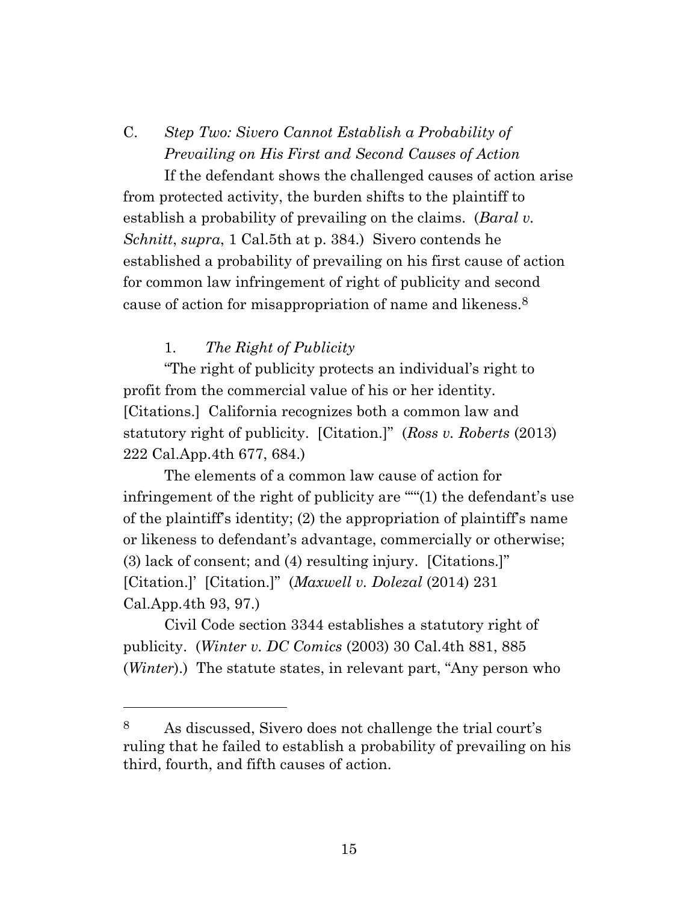C. *Step Two: Sivero Cannot Establish a Probability of Prevailing on His First and Second Causes of Action*

If the defendant shows the challenged causes of action arise from protected activity, the burden shifts to the plaintiff to establish a probability of prevailing on the claims. (*Baral v. Schnitt*, *supra*, 1 Cal.5th at p. 384.) Sivero contends he established a probability of prevailing on his first cause of action for common law infringement of right of publicity and second cause of action for misappropriation of name and likeness.[8]

1. *The Right of Publicity*

"The right of publicity protects an individual's right to profit from the commercial value of his or her identity. [Citations.] California recognizes both a common law and statutory right of publicity. [Citation.]" (*Ross v. Roberts* (2013) 222 Cal.App.4th 677, 684.)

The elements of a common law cause of action for infringement of the right of publicity are "'"(1) the defendant's use of the plaintiff's identity; (2) the appropriation of plaintiff's name or likeness to defendant's advantage, commercially or otherwise; (3) lack of consent; and (4) resulting injury. [Citations.]" [Citation.]' [Citation.]" (*Maxwell v. Dolezal* (2014) 231 Cal.App.4th 93, 97.)

Civil Code section 3344 establishes a statutory right of publicity. (*Winter v. DC Comics* (2003) 30 Cal.4th 881, 885 (*Winter*).) The statute states, in relevant part, "Any person who

---

[8] As discussed, Sivero does not challenge the trial court's ruling that he failed to establish a probability of prevailing on his third, fourth, and fifth causes of action.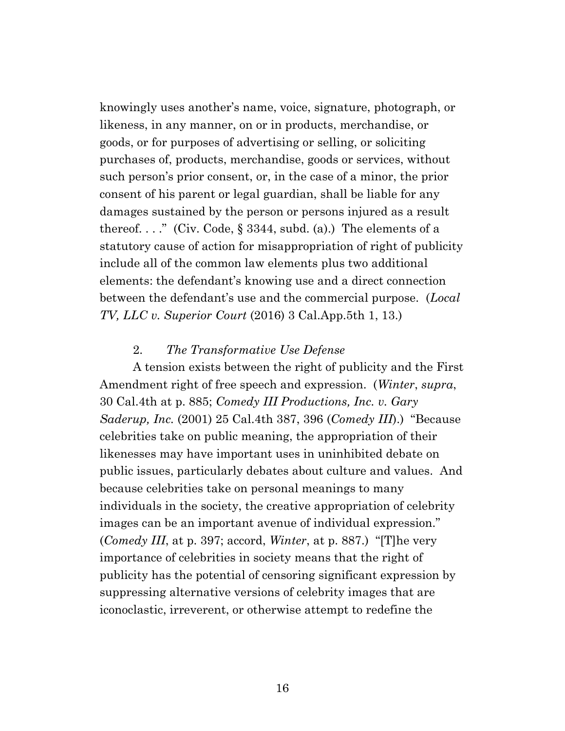knowingly uses another's name, voice, signature, photograph, or likeness, in any manner, on or in products, merchandise, or goods, or for purposes of advertising or selling, or soliciting purchases of, products, merchandise, goods or services, without such person's prior consent, or, in the case of a minor, the prior consent of his parent or legal guardian, shall be liable for any damages sustained by the person or persons injured as a result thereof. . . ." (Civ. Code, § 3344, subd. (a).) The elements of a statutory cause of action for misappropriation of right of publicity include all of the common law elements plus two additional elements: the defendant's knowing use and a direct connection between the defendant's use and the commercial purpose. (*Local TV, LLC v. Superior Court* (2016) 3 Cal.App.5th 1, 13.)

2. *The Transformative Use Defense*

A tension exists between the right of publicity and the First Amendment right of free speech and expression. (*Winter*, *supra*, 30 Cal.4th at p. 885; *Comedy III Productions, Inc. v. Gary Saderup, Inc.* (2001) 25 Cal.4th 387, 396 (*Comedy III*).) "Because celebrities take on public meaning, the appropriation of their likenesses may have important uses in uninhibited debate on public issues, particularly debates about culture and values. And because celebrities take on personal meanings to many individuals in the society, the creative appropriation of celebrity images can be an important avenue of individual expression." (*Comedy III*, at p. 397; accord, *Winter*, at p. 887.) "[T]he very importance of celebrities in society means that the right of publicity has the potential of censoring significant expression by suppressing alternative versions of celebrity images that are iconoclastic, irreverent, or otherwise attempt to redefine the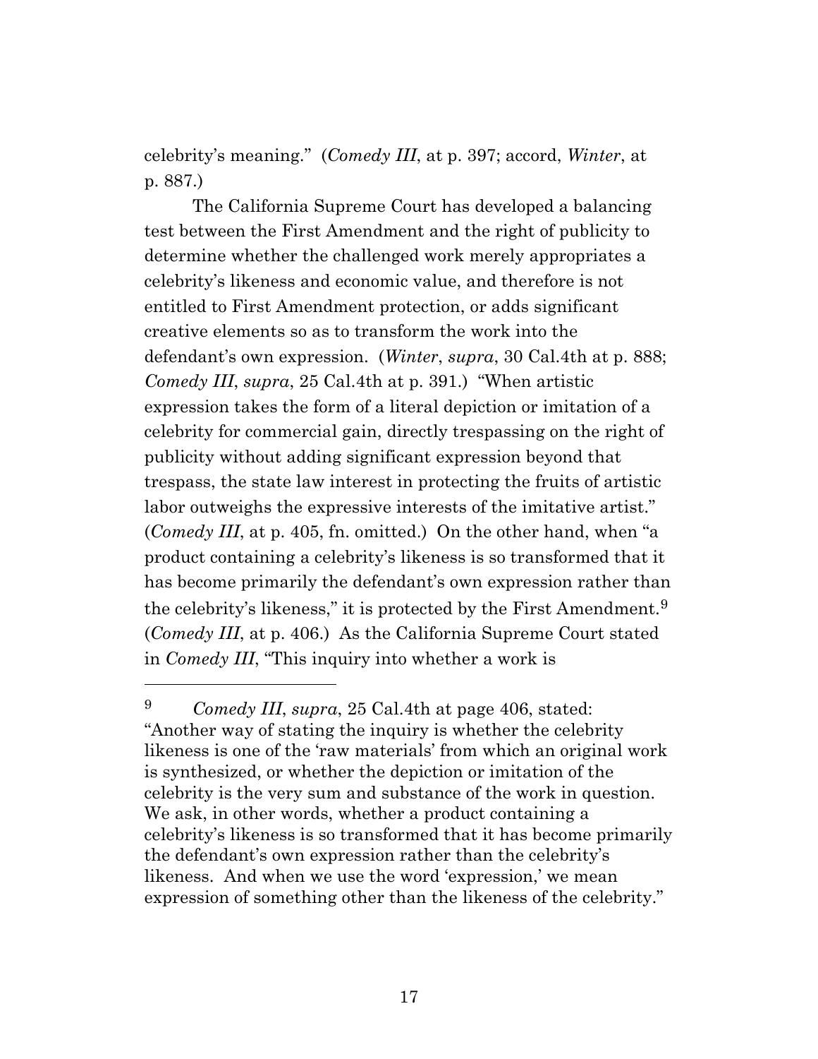celebrity's meaning." (*Comedy III*, at p. 397; accord, *Winter*, at p. 887.)

The California Supreme Court has developed a balancing test between the First Amendment and the right of publicity to determine whether the challenged work merely appropriates a celebrity's likeness and economic value, and therefore is not entitled to First Amendment protection, or adds significant creative elements so as to transform the work into the defendant's own expression. (*Winter*, *supra*, 30 Cal.4th at p. 888; *Comedy III*, *supra*, 25 Cal.4th at p. 391.) "When artistic expression takes the form of a literal depiction or imitation of a celebrity for commercial gain, directly trespassing on the right of publicity without adding significant expression beyond that trespass, the state law interest in protecting the fruits of artistic labor outweighs the expressive interests of the imitative artist." (*Comedy III*, at p. 405, fn. omitted.) On the other hand, when "a product containing a celebrity's likeness is so transformed that it has become primarily the defendant's own expression rather than the celebrity's likeness," it is protected by the First Amendment.[9] (*Comedy III*, at p. 406.) As the California Supreme Court stated in *Comedy III*, "This inquiry into whether a work is

---

[9] *Comedy III*, *supra*, 25 Cal.4th at page 406, stated: "Another way of stating the inquiry is whether the celebrity likeness is one of the 'raw materials' from which an original work is synthesized, or whether the depiction or imitation of the celebrity is the very sum and substance of the work in question. We ask, in other words, whether a product containing a celebrity's likeness is so transformed that it has become primarily the defendant's own expression rather than the celebrity's likeness. And when we use the word 'expression,' we mean expression of something other than the likeness of the celebrity."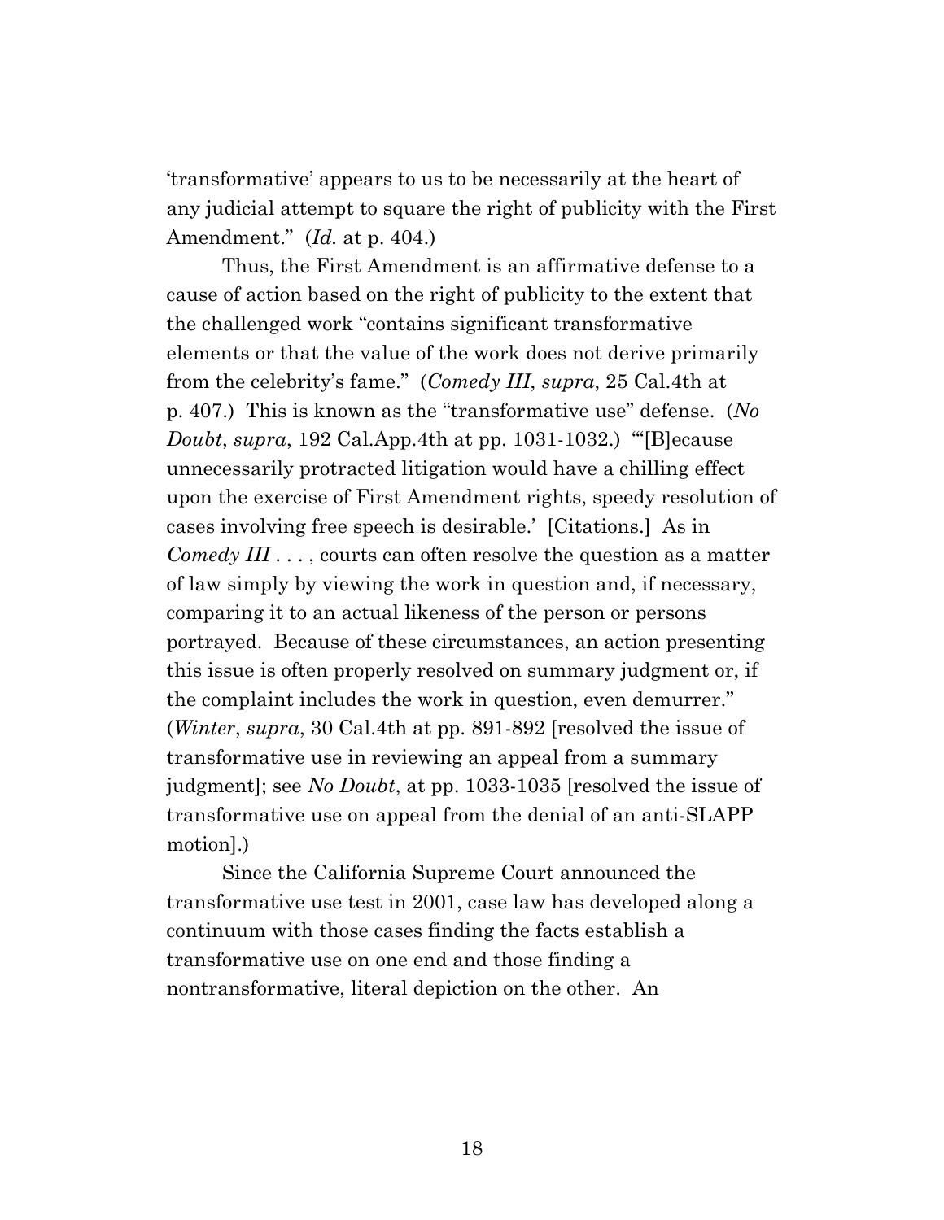'transformative' appears to us to be necessarily at the heart of any judicial attempt to square the right of publicity with the First Amendment." (*Id.* at p. 404.)

Thus, the First Amendment is an affirmative defense to a cause of action based on the right of publicity to the extent that the challenged work "contains significant transformative elements or that the value of the work does not derive primarily from the celebrity's fame." (*Comedy III*, *supra*, 25 Cal.4th at p. 407.) This is known as the "transformative use" defense. (*No Doubt*, *supra*, 192 Cal.App.4th at pp. 1031-1032.) "'[B]ecause unnecessarily protracted litigation would have a chilling effect upon the exercise of First Amendment rights, speedy resolution of cases involving free speech is desirable.' [Citations.] As in *Comedy III* . . . , courts can often resolve the question as a matter of law simply by viewing the work in question and, if necessary, comparing it to an actual likeness of the person or persons portrayed. Because of these circumstances, an action presenting this issue is often properly resolved on summary judgment or, if the complaint includes the work in question, even demurrer." (*Winter*, *supra*, 30 Cal.4th at pp. 891-892 [resolved the issue of transformative use in reviewing an appeal from a summary judgment]; see *No Doubt*, at pp. 1033-1035 [resolved the issue of transformative use on appeal from the denial of an anti-SLAPP motion].)

Since the California Supreme Court announced the transformative use test in 2001, case law has developed along a continuum with those cases finding the facts establish a transformative use on one end and those finding a nontransformative, literal depiction on the other. An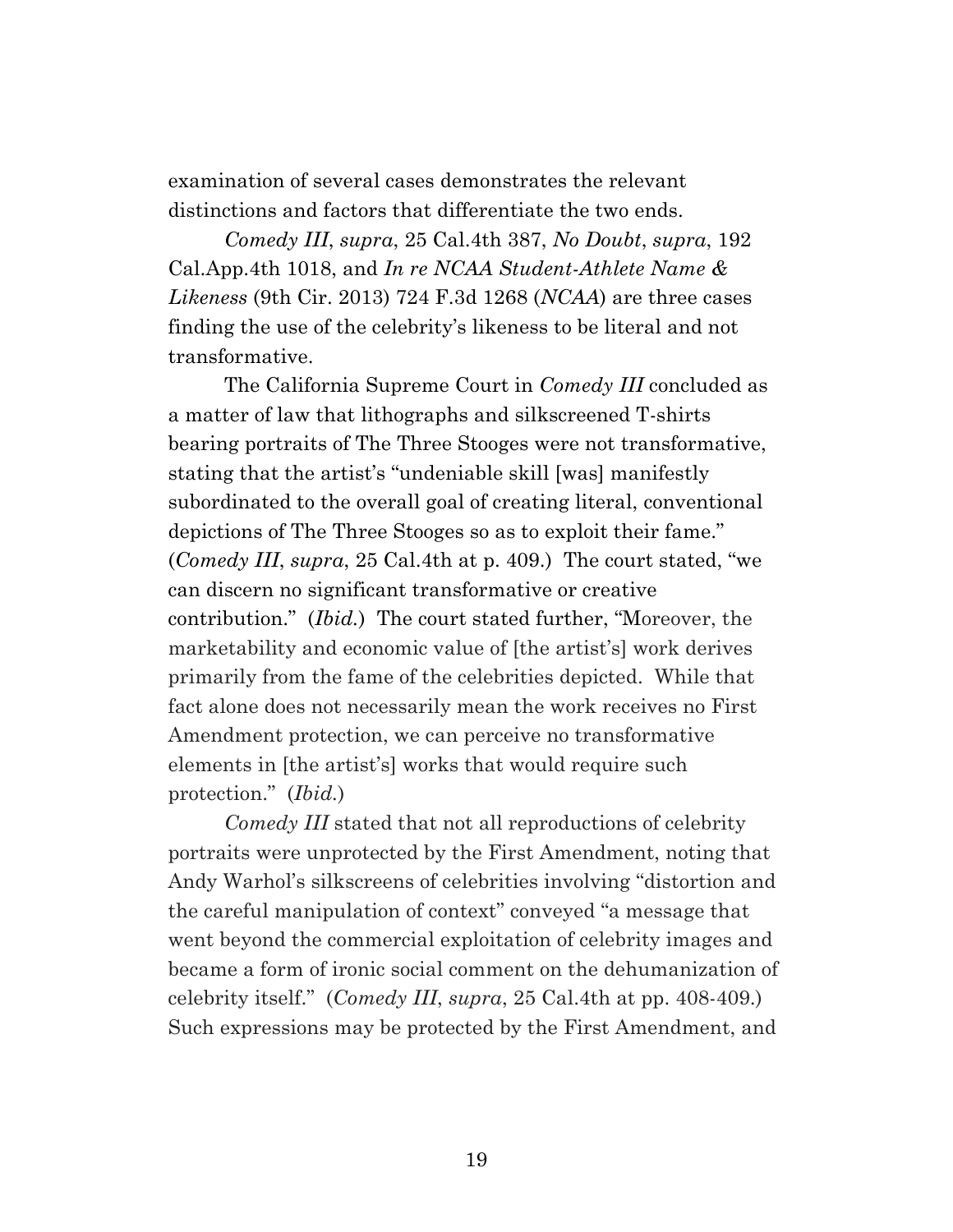examination of several cases demonstrates the relevant distinctions and factors that differentiate the two ends.

*Comedy III*, *supra*, 25 Cal.4th 387, *No Doubt*, *supra*, 192 Cal.App.4th 1018, and *In re NCAA Student-Athlete Name & Likeness* (9th Cir. 2013) 724 F.3d 1268 (*NCAA*) are three cases finding the use of the celebrity's likeness to be literal and not transformative.

The California Supreme Court in *Comedy III* concluded as a matter of law that lithographs and silkscreened T-shirts bearing portraits of The Three Stooges were not transformative, stating that the artist's "undeniable skill [was] manifestly subordinated to the overall goal of creating literal, conventional depictions of The Three Stooges so as to exploit their fame." (*Comedy III*, *supra*, 25 Cal.4th at p. 409.) The court stated, "we can discern no significant transformative or creative contribution." (*Ibid.*) The court stated further, "Moreover, the marketability and economic value of [the artist's] work derives primarily from the fame of the celebrities depicted. While that fact alone does not necessarily mean the work receives no First Amendment protection, we can perceive no transformative elements in [the artist's] works that would require such protection." (*Ibid.*)

*Comedy III* stated that not all reproductions of celebrity portraits were unprotected by the First Amendment, noting that Andy Warhol's silkscreens of celebrities involving "distortion and the careful manipulation of context" conveyed "a message that went beyond the commercial exploitation of celebrity images and became a form of ironic social comment on the dehumanization of celebrity itself." (*Comedy III*, *supra*, 25 Cal.4th at pp. 408-409.) Such expressions may be protected by the First Amendment, and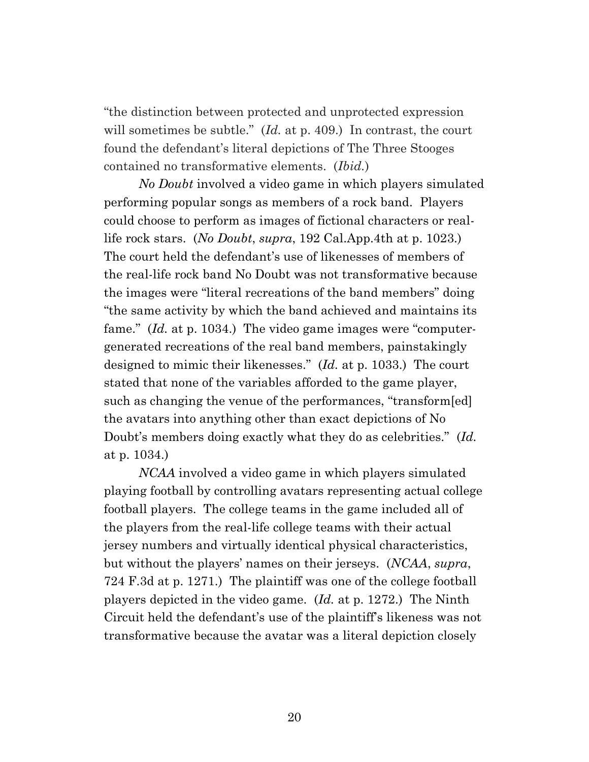"the distinction between protected and unprotected expression will sometimes be subtle." (*Id.* at p. 409.) In contrast, the court found the defendant's literal depictions of The Three Stooges contained no transformative elements. (*Ibid.*)

*No Doubt* involved a video game in which players simulated performing popular songs as members of a rock band. Players could choose to perform as images of fictional characters or real-life rock stars. (*No Doubt*, *supra*, 192 Cal.App.4th at p. 1023.) The court held the defendant's use of likenesses of members of the real-life rock band No Doubt was not transformative because the images were "literal recreations of the band members" doing "the same activity by which the band achieved and maintains its fame." (*Id.* at p. 1034.) The video game images were "computer-generated recreations of the real band members, painstakingly designed to mimic their likenesses." (*Id.* at p. 1033.) The court stated that none of the variables afforded to the game player, such as changing the venue of the performances, "transform[ed] the avatars into anything other than exact depictions of No Doubt's members doing exactly what they do as celebrities." (*Id.* at p. 1034.)

*NCAA* involved a video game in which players simulated playing football by controlling avatars representing actual college football players. The college teams in the game included all of the players from the real-life college teams with their actual jersey numbers and virtually identical physical characteristics, but without the players' names on their jerseys. (*NCAA*, *supra*, 724 F.3d at p. 1271.) The plaintiff was one of the college football players depicted in the video game. (*Id.* at p. 1272.) The Ninth Circuit held the defendant's use of the plaintiff's likeness was not transformative because the avatar was a literal depiction closely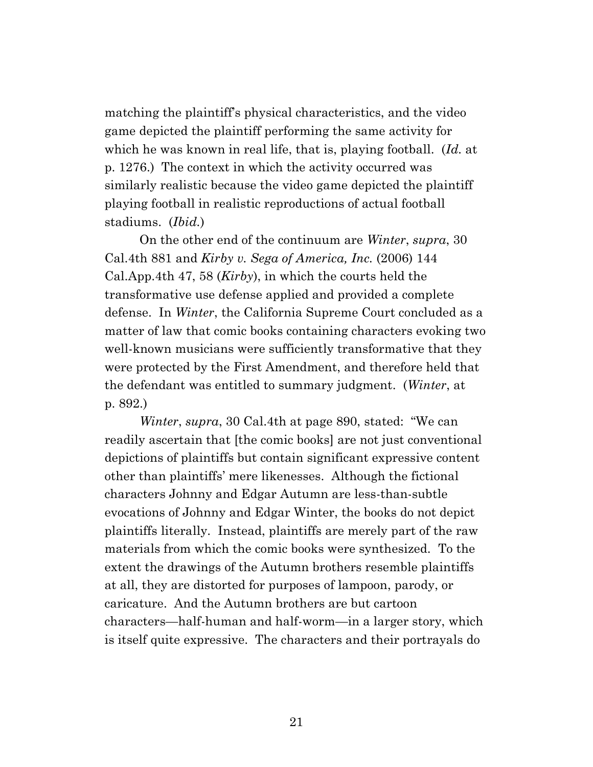matching the plaintiff's physical characteristics, and the video game depicted the plaintiff performing the same activity for which he was known in real life, that is, playing football. (*Id.* at p. 1276.) The context in which the activity occurred was similarly realistic because the video game depicted the plaintiff playing football in realistic reproductions of actual football stadiums. (*Ibid.*)

On the other end of the continuum are *Winter*, *supra*, 30 Cal.4th 881 and *Kirby v. Sega of America, Inc.* (2006) 144 Cal.App.4th 47, 58 (*Kirby*), in which the courts held the transformative use defense applied and provided a complete defense. In *Winter*, the California Supreme Court concluded as a matter of law that comic books containing characters evoking two well-known musicians were sufficiently transformative that they were protected by the First Amendment, and therefore held that the defendant was entitled to summary judgment. (*Winter*, at p. 892.)

*Winter*, *supra*, 30 Cal.4th at page 890, stated: "We can readily ascertain that [the comic books] are not just conventional depictions of plaintiffs but contain significant expressive content other than plaintiffs' mere likenesses. Although the fictional characters Johnny and Edgar Autumn are less-than-subtle evocations of Johnny and Edgar Winter, the books do not depict plaintiffs literally. Instead, plaintiffs are merely part of the raw materials from which the comic books were synthesized. To the extent the drawings of the Autumn brothers resemble plaintiffs at all, they are distorted for purposes of lampoon, parody, or caricature. And the Autumn brothers are but cartoon characters—half-human and half-worm—in a larger story, which is itself quite expressive. The characters and their portrayals do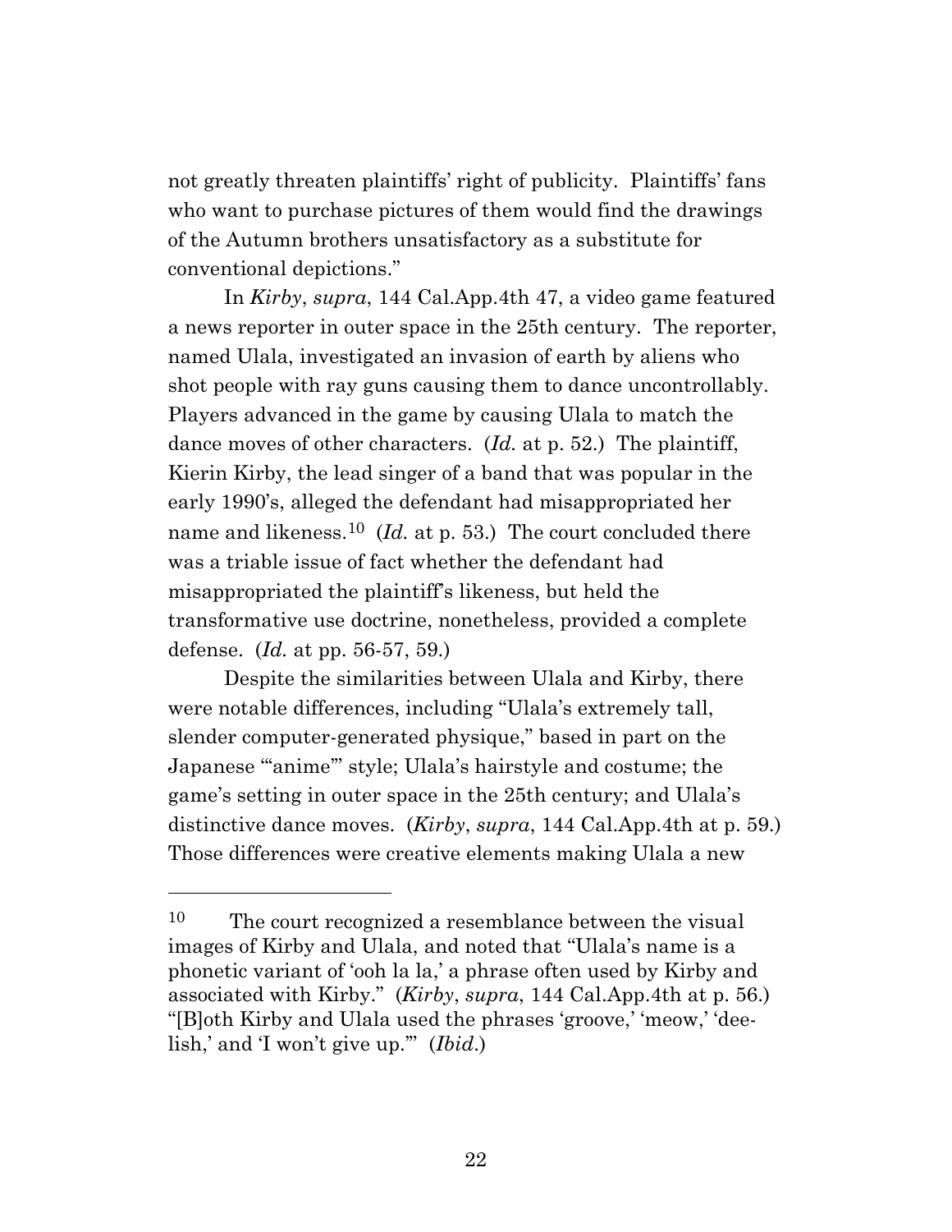not greatly threaten plaintiffs' right of publicity. Plaintiffs' fans who want to purchase pictures of them would find the drawings of the Autumn brothers unsatisfactory as a substitute for conventional depictions."

In *Kirby*, *supra*, 144 Cal.App.4th 47, a video game featured a news reporter in outer space in the 25th century. The reporter, named Ulala, investigated an invasion of earth by aliens who shot people with ray guns causing them to dance uncontrollably. Players advanced in the game by causing Ulala to match the dance moves of other characters. (*Id.* at p. 52.) The plaintiff, Kierin Kirby, the lead singer of a band that was popular in the early 1990's, alleged the defendant had misappropriated her name and likeness.[10] (*Id.* at p. 53.) The court concluded there was a triable issue of fact whether the defendant had misappropriated the plaintiff's likeness, but held the transformative use doctrine, nonetheless, provided a complete defense. (*Id.* at pp. 56-57, 59.)

Despite the similarities between Ulala and Kirby, there were notable differences, including "Ulala's extremely tall, slender computer-generated physique," based in part on the Japanese "'anime'" style; Ulala's hairstyle and costume; the game's setting in outer space in the 25th century; and Ulala's distinctive dance moves. (*Kirby*, *supra*, 144 Cal.App.4th at p. 59.) Those differences were creative elements making Ulala a new

---

[10] The court recognized a resemblance between the visual images of Kirby and Ulala, and noted that "Ulala's name is a phonetic variant of 'ooh la la,' a phrase often used by Kirby and associated with Kirby." (*Kirby*, *supra*, 144 Cal.App.4th at p. 56.) "[B]oth Kirby and Ulala used the phrases 'groove,' 'meow,' 'dee-lish,' and 'I won't give up.'" (*Ibid.*)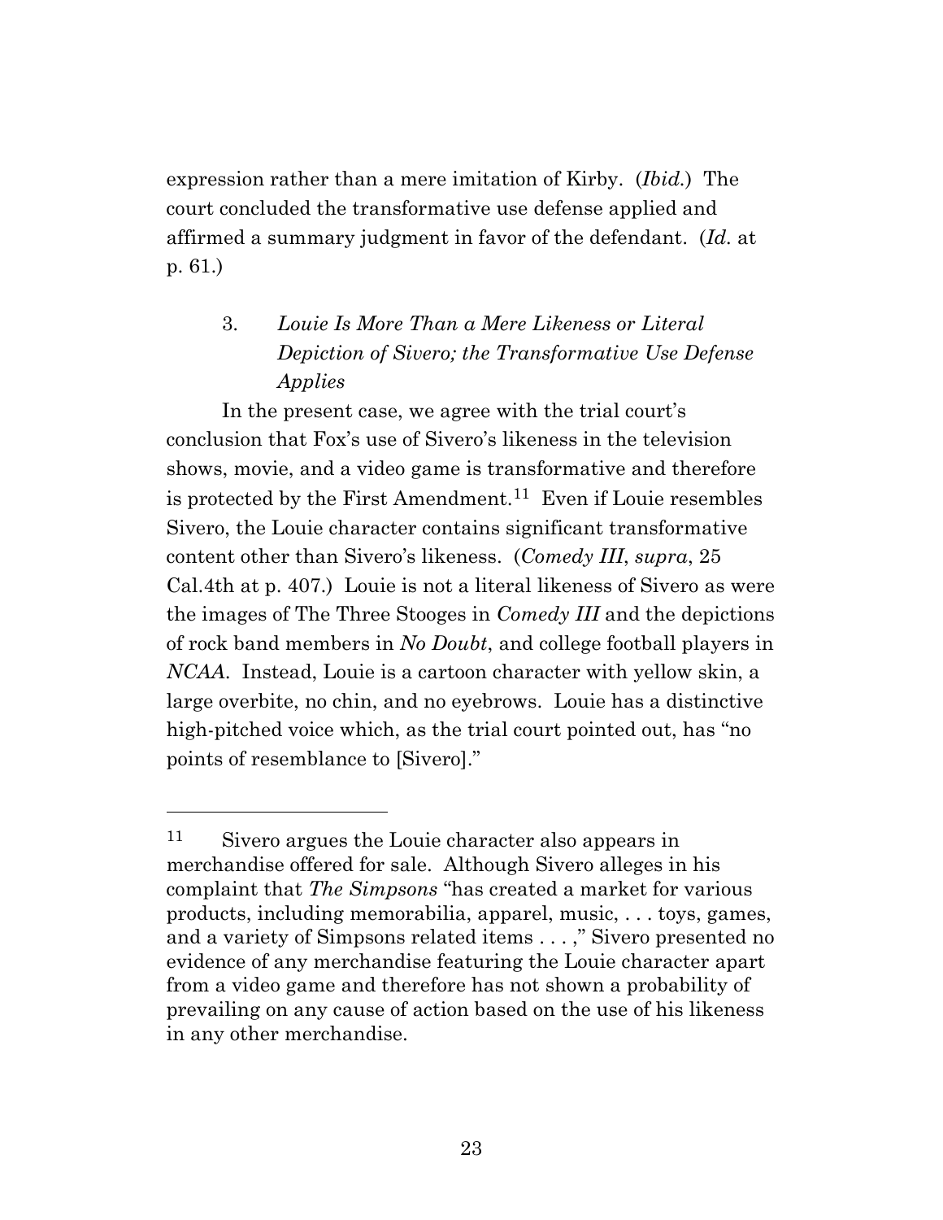expression rather than a mere imitation of Kirby. (*Ibid.*) The court concluded the transformative use defense applied and affirmed a summary judgment in favor of the defendant. (*Id.* at p. 61.)

### 3. *Louie Is More Than a Mere Likeness or Literal Depiction of Sivero; the Transformative Use Defense Applies*

In the present case, we agree with the trial court's conclusion that Fox's use of Sivero's likeness in the television shows, movie, and a video game is transformative and therefore is protected by the First Amendment.[11] Even if Louie resembles Sivero, the Louie character contains significant transformative content other than Sivero's likeness. (*Comedy III*, *supra*, 25 Cal.4th at p. 407.) Louie is not a literal likeness of Sivero as were the images of The Three Stooges in *Comedy III* and the depictions of rock band members in *No Doubt*, and college football players in *NCAA*. Instead, Louie is a cartoon character with yellow skin, a large overbite, no chin, and no eyebrows. Louie has a distinctive high-pitched voice which, as the trial court pointed out, has "no points of resemblance to [Sivero]."

---

[11] Sivero argues the Louie character also appears in merchandise offered for sale. Although Sivero alleges in his complaint that *The Simpsons* "has created a market for various products, including memorabilia, apparel, music, . . . toys, games, and a variety of Simpsons related items . . . ," Sivero presented no evidence of any merchandise featuring the Louie character apart from a video game and therefore has not shown a probability of prevailing on any cause of action based on the use of his likeness in any other merchandise.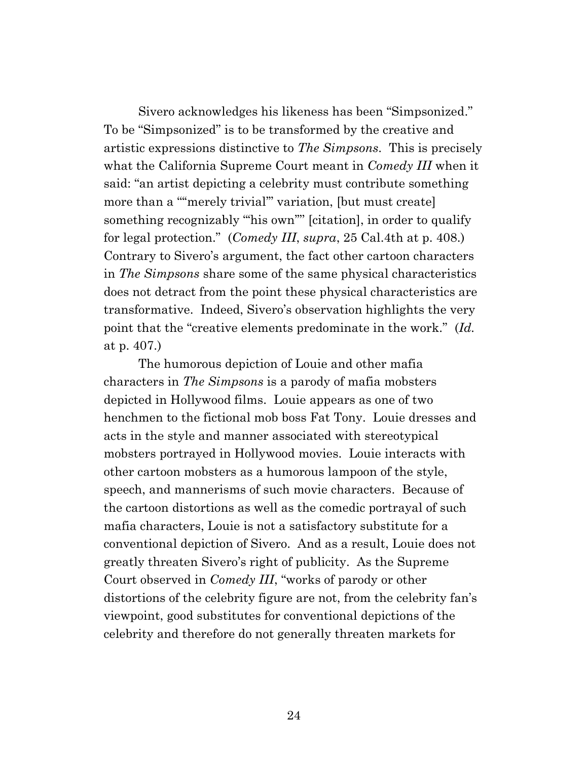Sivero acknowledges his likeness has been "Simpsonized." To be "Simpsonized" is to be transformed by the creative and artistic expressions distinctive to *The Simpsons*. This is precisely what the California Supreme Court meant in *Comedy III* when it said: "an artist depicting a celebrity must contribute something more than a ""merely trivial"' variation, [but must create] something recognizably "'his own""' [citation], in order to qualify for legal protection." (*Comedy III*, *supra*, 25 Cal.4th at p. 408.) Contrary to Sivero's argument, the fact other cartoon characters in *The Simpsons* share some of the same physical characteristics does not detract from the point these physical characteristics are transformative. Indeed, Sivero's observation highlights the very point that the "creative elements predominate in the work." (*Id.* at p. 407.)

The humorous depiction of Louie and other mafia characters in *The Simpsons* is a parody of mafia mobsters depicted in Hollywood films. Louie appears as one of two henchmen to the fictional mob boss Fat Tony. Louie dresses and acts in the style and manner associated with stereotypical mobsters portrayed in Hollywood movies. Louie interacts with other cartoon mobsters as a humorous lampoon of the style, speech, and mannerisms of such movie characters. Because of the cartoon distortions as well as the comedic portrayal of such mafia characters, Louie is not a satisfactory substitute for a conventional depiction of Sivero. And as a result, Louie does not greatly threaten Sivero's right of publicity. As the Supreme Court observed in *Comedy III*, "works of parody or other distortions of the celebrity figure are not, from the celebrity fan's viewpoint, good substitutes for conventional depictions of the celebrity and therefore do not generally threaten markets for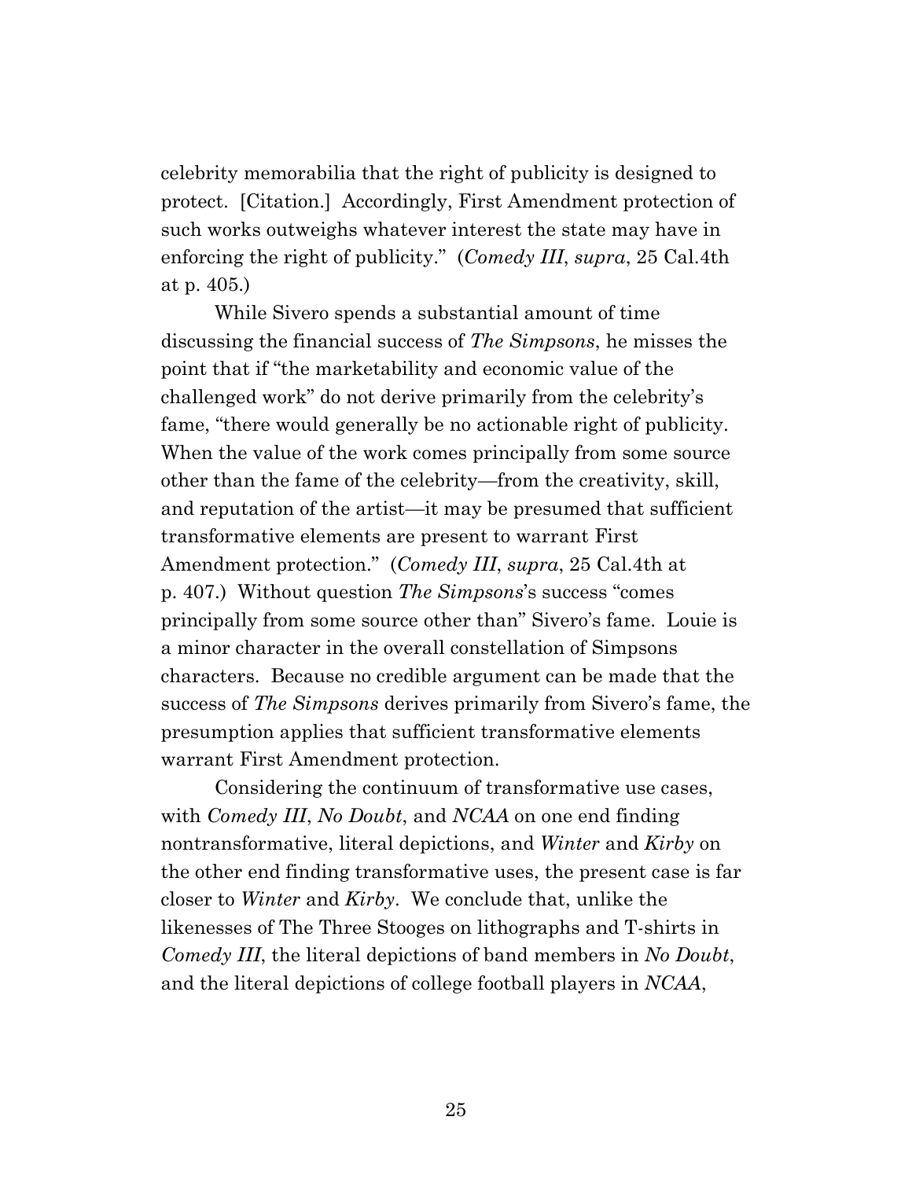celebrity memorabilia that the right of publicity is designed to protect. [Citation.] Accordingly, First Amendment protection of such works outweighs whatever interest the state may have in enforcing the right of publicity." (*Comedy III*, *supra*, 25 Cal.4th at p. 405.)

While Sivero spends a substantial amount of time discussing the financial success of *The Simpsons*, he misses the point that if "the marketability and economic value of the challenged work" do not derive primarily from the celebrity's fame, "there would generally be no actionable right of publicity. When the value of the work comes principally from some source other than the fame of the celebrity—from the creativity, skill, and reputation of the artist—it may be presumed that sufficient transformative elements are present to warrant First Amendment protection." (*Comedy III*, *supra*, 25 Cal.4th at p. 407.) Without question *The Simpsons*'s success "comes principally from some source other than" Sivero's fame. Louie is a minor character in the overall constellation of Simpsons characters. Because no credible argument can be made that the success of *The Simpsons* derives primarily from Sivero's fame, the presumption applies that sufficient transformative elements warrant First Amendment protection.

Considering the continuum of transformative use cases, with *Comedy III*, *No Doubt*, and *NCAA* on one end finding nontransformative, literal depictions, and *Winter* and *Kirby* on the other end finding transformative uses, the present case is far closer to *Winter* and *Kirby*. We conclude that, unlike the likenesses of The Three Stooges on lithographs and T-shirts in *Comedy III*, the literal depictions of band members in *No Doubt*, and the literal depictions of college football players in *NCAA*,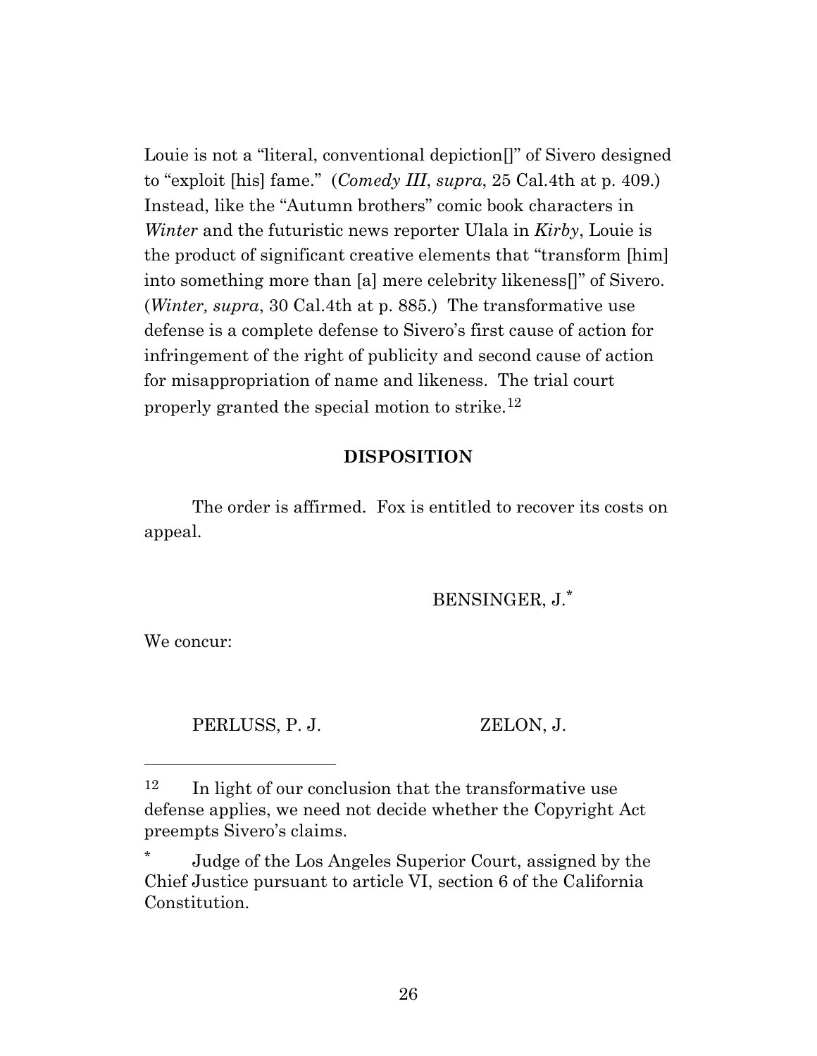Louie is not a "literal, conventional depiction[]" of Sivero designed to "exploit [his] fame." (*Comedy III*, *supra*, 25 Cal.4th at p. 409.) Instead, like the "Autumn brothers" comic book characters in *Winter* and the futuristic news reporter Ulala in *Kirby*, Louie is the product of significant creative elements that "transform [him] into something more than [a] mere celebrity likeness[]" of Sivero. (*Winter, supra*, 30 Cal.4th at p. 885.) The transformative use defense is a complete defense to Sivero's first cause of action for infringement of the right of publicity and second cause of action for misappropriation of name and likeness. The trial court properly granted the special motion to strike.[12]

**DISPOSITION**

The order is affirmed. Fox is entitled to recover its costs on appeal.

BENSINGER, J.*

We concur:

PERLUSS, P. J.

ZELON, J.

---

[12] In light of our conclusion that the transformative use defense applies, we need not decide whether the Copyright Act preempts Sivero's claims.

* Judge of the Los Angeles Superior Court, assigned by the Chief Justice pursuant to article VI, section 6 of the California Constitution.